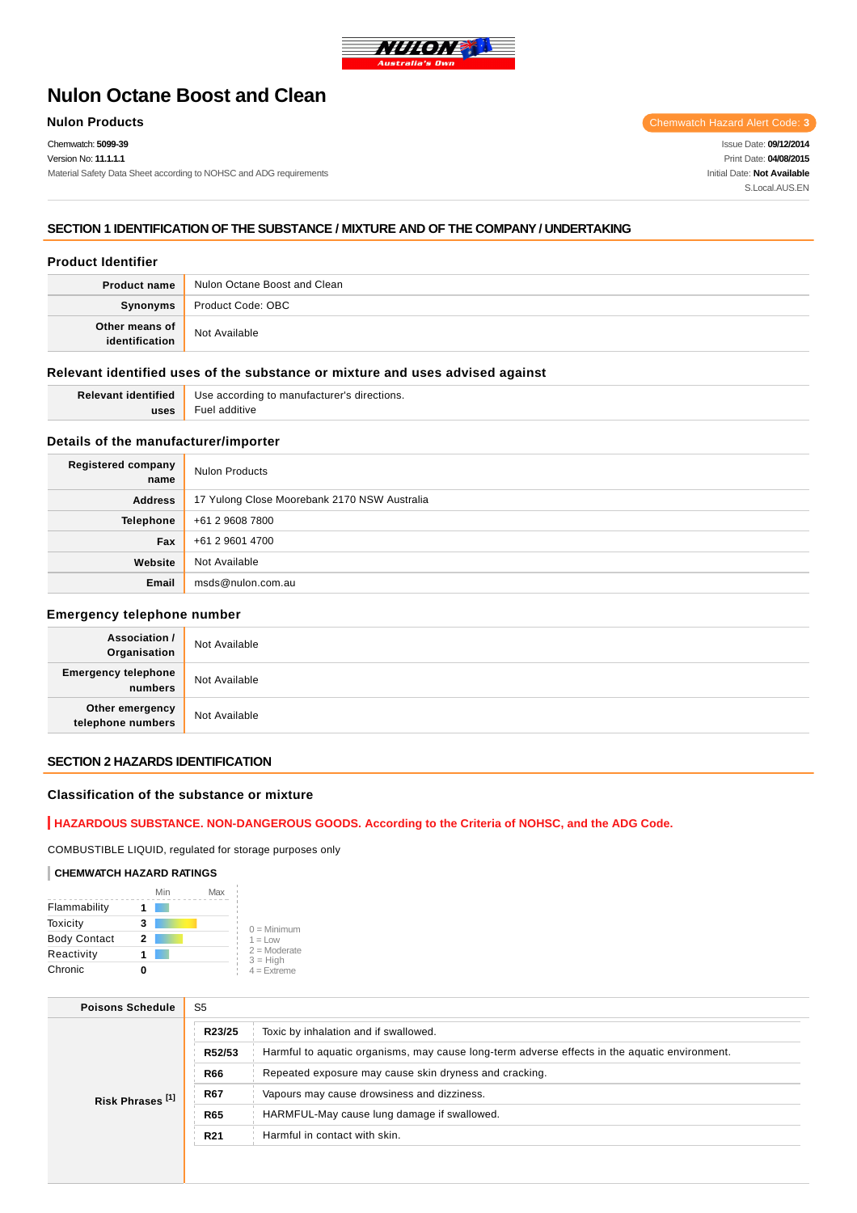# Nulon Octane Boost and Clean

**Nulon Products**

Chemwatch Hazard Alert Code: **3**

Chemwatch: **5099-39**
Version No: **11.1.1.1**
Material Safety Data Sheet according to NOHSC and ADG requirements

Issue Date: **09/12/2014**
Print Date: **04/08/2015**
Initial Date: **Not Available**
S.Local.AUS.EN

## SECTION 1 IDENTIFICATION OF THE SUBSTANCE / MIXTURE AND OF THE COMPANY / UNDERTAKING

### Product Identifier

| | |
|---|---|
| **Product name** | Nulon Octane Boost and Clean |
| **Synonyms** | Product Code: OBC |
| **Other means of identification** | Not Available |

### Relevant identified uses of the substance or mixture and uses advised against

| | |
|---|---|
| **Relevant identified uses** | Use according to manufacturer's directions.<br>Fuel additive |

### Details of the manufacturer/importer

| | |
|---|---|
| **Registered company name** | Nulon Products |
| **Address** | 17 Yulong Close Moorebank 2170 NSW Australia |
| **Telephone** | +61 2 9608 7800 |
| **Fax** | +61 2 9601 4700 |
| **Website** | Not Available |
| **Email** | msds@nulon.com.au |

### Emergency telephone number

| | |
|---|---|
| **Association / Organisation** | Not Available |
| **Emergency telephone numbers** | Not Available |
| **Other emergency telephone numbers** | Not Available |

## SECTION 2 HAZARDS IDENTIFICATION

### Classification of the substance or mixture

**HAZARDOUS SUBSTANCE. NON-DANGEROUS GOODS. According to the Criteria of NOHSC, and the ADG Code.**

COMBUSTIBLE LIQUID, regulated for storage purposes only

**CHEMWATCH HAZARD RATINGS**

| | Rating (Min–Max) |
|---|---|
| Flammability | 1 |
| Toxicity | 3 |
| Body Contact | 2 |
| Reactivity | 1 |
| Chronic | 0 |

0 = Minimum
1 = Low
2 = Moderate
3 = High
4 = Extreme

| | | |
|---|---|---|
| **Poisons Schedule** | S5 | |
| **Risk Phrases** [1] | **R23/25** | Toxic by inhalation and if swallowed. |
| | **R52/53** | Harmful to aquatic organisms, may cause long-term adverse effects in the aquatic environment. |
| | **R66** | Repeated exposure may cause skin dryness and cracking. |
| | **R67** | Vapours may cause drowsiness and dizziness. |
| | **R65** | HARMFUL-May cause lung damage if swallowed. |
| | **R21** | Harmful in contact with skin. |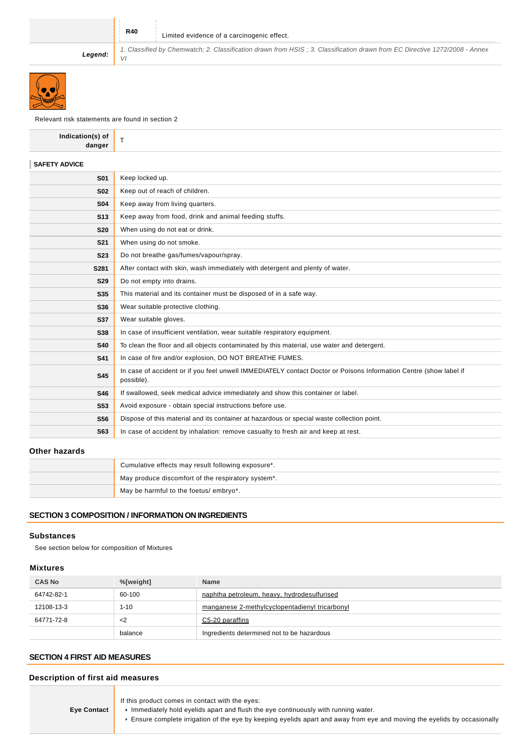|  |  |  |
|---|---|---|
|  | **R40** | Limited evidence of a carcinogenic effect. |
| ***Legend:*** | *1. Classified by Chemwatch; 2. Classification drawn from HSIS ; 3. Classification drawn from EC Directive 1272/2008 - Annex VI* | |

Relevant risk statements are found in section 2

|  |  |
|---|---|
| **Indication(s) of danger** | T |

**SAFETY ADVICE**

|  |  |
|---|---|
| **S01** | Keep locked up. |
| **S02** | Keep out of reach of children. |
| **S04** | Keep away from living quarters. |
| **S13** | Keep away from food, drink and animal feeding stuffs. |
| **S20** | When using do not eat or drink. |
| **S21** | When using do not smoke. |
| **S23** | Do not breathe gas/fumes/vapour/spray. |
| **S281** | After contact with skin, wash immediately with detergent and plenty of water. |
| **S29** | Do not empty into drains. |
| **S35** | This material and its container must be disposed of in a safe way. |
| **S36** | Wear suitable protective clothing. |
| **S37** | Wear suitable gloves. |
| **S38** | In case of insufficient ventilation, wear suitable respiratory equipment. |
| **S40** | To clean the floor and all objects contaminated by this material, use water and detergent. |
| **S41** | In case of fire and/or explosion, DO NOT BREATHE FUMES. |
| **S45** | In case of accident or if you feel unwell IMMEDIATELY contact Doctor or Poisons Information Centre (show label if possible). |
| **S46** | If swallowed, seek medical advice immediately and show this container or label. |
| **S53** | Avoid exposure - obtain special instructions before use. |
| **S56** | Dispose of this material and its container at hazardous or special waste collection point. |
| **S63** | In case of accident by inhalation: remove casualty to fresh air and keep at rest. |

### Other hazards

|  |  |
|---|---|
|  | Cumulative effects may result following exposure*. |
|  | May produce discomfort of the respiratory system*. |
|  | May be harmful to the foetus/ embryo*. |

## SECTION 3 COMPOSITION / INFORMATION ON INGREDIENTS

### Substances

See section below for composition of Mixtures

### Mixtures

| CAS No | %[weight] | Name |
|---|---|---|
| 64742-82-1 | 60-100 | naphtha petroleum, heavy, hydrodesulfurised |
| 12108-13-3 | 1-10 | manganese 2-methylcyclopentadienyl tricarbonyl |
| 64771-72-8 | <2 | C5-20 paraffins |
|  | balance | Ingredients determined not to be hazardous |

## SECTION 4 FIRST AID MEASURES

### Description of first aid measures

|  |  |
|---|---|
| **Eye Contact** | If this product comes in contact with the eyes:<br>‣ Immediately hold eyelids apart and flush the eye continuously with running water.<br>‣ Ensure complete irrigation of the eye by keeping eyelids apart and away from eye and moving the eyelids by occasionally |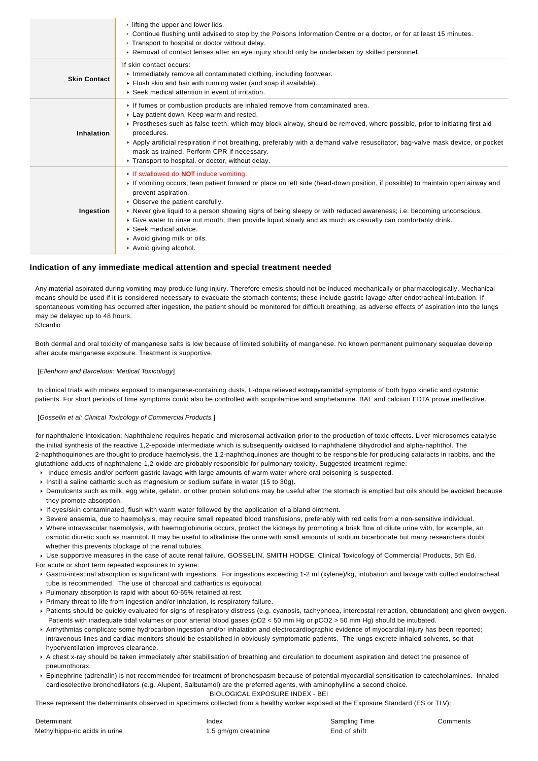| | |
|---|---|
| | ▸ lifting the upper and lower lids.<br>▸ Continue flushing until advised to stop by the Poisons Information Centre or a doctor, or for at least 15 minutes.<br>▸ Transport to hospital or doctor without delay.<br>▸ Removal of contact lenses after an eye injury should only be undertaken by skilled personnel. |
| **Skin Contact** | If skin contact occurs:<br>▸ Immediately remove all contaminated clothing, including footwear.<br>▸ Flush skin and hair with running water (and soap if available).<br>▸ Seek medical attention in event of irritation. |
| **Inhalation** | ▸ If fumes or combustion products are inhaled remove from contaminated area.<br>▸ Lay patient down. Keep warm and rested.<br>▸ Prostheses such as false teeth, which may block airway, should be removed, where possible, prior to initiating first aid procedures.<br>▸ Apply artificial respiration if not breathing, preferably with a demand valve resuscitator, bag-valve mask device, or pocket mask as trained. Perform CPR if necessary.<br>▸ Transport to hospital, or doctor, without delay. |
| **Ingestion** | ▸ If swallowed do **NOT** induce vomiting.<br>▸ If vomiting occurs, lean patient forward or place on left side (head-down position, if possible) to maintain open airway and prevent aspiration.<br>▸ Observe the patient carefully.<br>▸ Never give liquid to a person showing signs of being sleepy or with reduced awareness; i.e. becoming unconscious.<br>▸ Give water to rinse out mouth, then provide liquid slowly and as much as casualty can comfortably drink.<br>▸ Seek medical advice.<br>▸ Avoid giving milk or oils.<br>▸ Avoid giving alcohol. |

### Indication of any immediate medical attention and special treatment needed

Any material aspirated during vomiting may produce lung injury. Therefore emesis should not be induced mechanically or pharmacologically. Mechanical means should be used if it is considered necessary to evacuate the stomach contents; these include gastric lavage after endotracheal intubation. If spontaneous vomiting has occurred after ingestion, the patient should be monitored for difficult breathing, as adverse effects of aspiration into the lungs may be delayed up to 48 hours.
53cardio

Both dermal and oral toxicity of manganese salts is low because of limited solubility of manganese. No known permanent pulmonary sequelae develop after acute manganese exposure. Treatment is supportive.

[*Ellenhorn and Barceloux: Medical Toxicology*]

In clinical trials with miners exposed to manganese-containing dusts, L-dopa relieved extrapyramidal symptoms of both hypo kinetic and dystonic patients. For short periods of time symptoms could also be controlled with scopolamine and amphetamine. BAL and calcium EDTA prove ineffective.

[*Gosselin et al: Clinical Toxicology of Commercial Products.*]

for naphthalene intoxication: Naphthalene requires hepatic and microsomal activation prior to the production of toxic effects. Liver microsomes catalyse the initial synthesis of the reactive 1,2-epoxide intermediate which is subsequently oxidised to naphthalene dihydrodiol and alpha-naphthol. The 2-naphthoquinones are thought to produce haemolysis, the 1,2-naphthoquinones are thought to be responsible for producing cataracts in rabbits, and the glutathione-adducts of naphthalene-1,2-oxide are probably responsible for pulmonary toxicity. Suggested treatment regime:

- Induce emesis and/or perform gastric lavage with large amounts of warm water where oral poisoning is suspected.
- Instill a saline cathartic such as magnesium or sodium sulfate in water (15 to 30g).
- Demulcents such as milk, egg white, gelatin, or other protein solutions may be useful after the stomach is emptied but oils should be avoided because they promote absorption.
- If eyes/skin contaminated, flush with warm water followed by the application of a bland ointment.
- Severe anaemia, due to haemolysis, may require small repeated blood transfusions, preferably with red cells from a non-sensitive individual.
- Where intravascular haemolysis, with haemoglobinuria occurs, protect the kidneys by promoting a brisk flow of dilute urine with, for example, an osmotic diuretic such as mannitol. It may be useful to alkalinise the urine with small amounts of sodium bicarbonate but many researchers doubt whether this prevents blockage of the renal tubules.
- Use supportive measures in the case of acute renal failure. GOSSELIN, SMITH HODGE: Clinical Toxicology of Commercial Products, 5th Ed.

For acute or short term repeated exposures to xylene:

- Gastro-intestinal absorption is significant with ingestions. For ingestions exceeding 1-2 ml (xylene)/kg, intubation and lavage with cuffed endotracheal tube is recommended. The use of charcoal and cathartics is equivocal.
- Pulmonary absorption is rapid with about 60-65% retained at rest.
- Primary threat to life from ingestion and/or inhalation, is respiratory failure.
- Patients should be quickly evaluated for signs of respiratory distress (e.g. cyanosis, tachypnoea, intercostal retraction, obtundation) and given oxygen. Patients with inadequate tidal volumes or poor arterial blood gases ($pO_2$ < 50 mm Hg or $pCO_2$ > 50 mm Hg) should be intubated.
- Arrhythmias complicate some hydrocarbon ingestion and/or inhalation and electrocardiographic evidence of myocardial injury has been reported; intravenous lines and cardiac monitors should be established in obviously symptomatic patients. The lungs excrete inhaled solvents, so that hyperventilation improves clearance.
- A chest x-ray should be taken immediately after stabilisation of breathing and circulation to document aspiration and detect the presence of pneumothorax.
- Epinephrine (adrenalin) is not recommended for treatment of bronchospasm because of potential myocardial sensitisation to catecholamines. Inhaled cardioselective bronchodilators (e.g. Alupent, Salbutamol) are the preferred agents, with aminophylline a second choice.

BIOLOGICAL EXPOSURE INDEX - BEI

These represent the determinants observed in specimens collected from a healthy worker exposed at the Exposure Standard (ES or TLV):

| Determinant | Index | Sampling Time | Comments |
|---|---|---|---|
| Methylhippu-ric acids in urine | 1.5 gm/gm creatinine | End of shift | |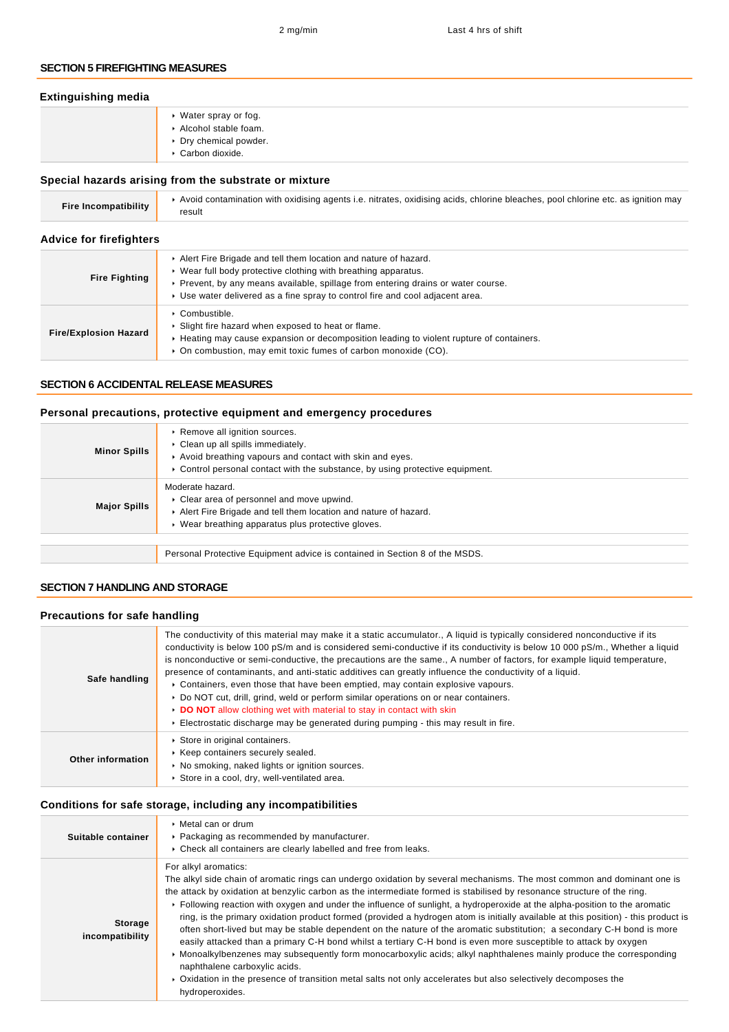| | 2 mg/min | Last 4 hrs of shift |
|---|---|---|

## SECTION 5 FIREFIGHTING MEASURES

### Extinguishing media

| | |
|---|---|
| | ▸ Water spray or fog.<br>▸ Alcohol stable foam.<br>▸ Dry chemical powder.<br>▸ Carbon dioxide. |

### Special hazards arising from the substrate or mixture

| | |
|---|---|
| **Fire Incompatibility** | ▸ Avoid contamination with oxidising agents i.e. nitrates, oxidising acids, chlorine bleaches, pool chlorine etc. as ignition may result |

### Advice for firefighters

| | |
|---|---|
| **Fire Fighting** | ▸ Alert Fire Brigade and tell them location and nature of hazard.<br>▸ Wear full body protective clothing with breathing apparatus.<br>▸ Prevent, by any means available, spillage from entering drains or water course.<br>▸ Use water delivered as a fine spray to control fire and cool adjacent area. |
| **Fire/Explosion Hazard** | ▸ Combustible.<br>▸ Slight fire hazard when exposed to heat or flame.<br>▸ Heating may cause expansion or decomposition leading to violent rupture of containers.<br>▸ On combustion, may emit toxic fumes of carbon monoxide (CO). |

## SECTION 6 ACCIDENTAL RELEASE MEASURES

### Personal precautions, protective equipment and emergency procedures

| | |
|---|---|
| **Minor Spills** | ▸ Remove all ignition sources.<br>▸ Clean up all spills immediately.<br>▸ Avoid breathing vapours and contact with skin and eyes.<br>▸ Control personal contact with the substance, by using protective equipment. |
| **Major Spills** | Moderate hazard.<br>▸ Clear area of personnel and move upwind.<br>▸ Alert Fire Brigade and tell them location and nature of hazard.<br>▸ Wear breathing apparatus plus protective gloves. |

| | |
|---|---|
| | Personal Protective Equipment advice is contained in Section 8 of the MSDS. |

## SECTION 7 HANDLING AND STORAGE

### Precautions for safe handling

| | |
|---|---|
| **Safe handling** | The conductivity of this material may make it a static accumulator., A liquid is typically considered nonconductive if its conductivity is below 100 pS/m and is considered semi-conductive if its conductivity is below 10 000 pS/m., Whether a liquid is nonconductive or semi-conductive, the precautions are the same., A number of factors, for example liquid temperature, presence of contaminants, and anti-static additives can greatly influence the conductivity of a liquid.<br>▸ Containers, even those that have been emptied, may contain explosive vapours.<br>▸ Do NOT cut, drill, grind, weld or perform similar operations on or near containers.<br>▸ **DO NOT** allow clothing wet with material to stay in contact with skin<br>▸ Electrostatic discharge may be generated during pumping - this may result in fire. |
| **Other information** | ▸ Store in original containers.<br>▸ Keep containers securely sealed.<br>▸ No smoking, naked lights or ignition sources.<br>▸ Store in a cool, dry, well-ventilated area. |

### Conditions for safe storage, including any incompatibilities

| | |
|---|---|
| **Suitable container** | ▸ Metal can or drum<br>▸ Packaging as recommended by manufacturer.<br>▸ Check all containers are clearly labelled and free from leaks. |
| **Storage incompatibility** | For alkyl aromatics:<br>The alkyl side chain of aromatic rings can undergo oxidation by several mechanisms. The most common and dominant one is the attack by oxidation at benzylic carbon as the intermediate formed is stabilised by resonance structure of the ring.<br>▸ Following reaction with oxygen and under the influence of sunlight, a hydroperoxide at the alpha-position to the aromatic ring, is the primary oxidation product formed (provided a hydrogen atom is initially available at this position) - this product is often short-lived but may be stable dependent on the nature of the aromatic substitution; a secondary C-H bond is more easily attacked than a primary C-H bond whilst a tertiary C-H bond is even more susceptible to attack by oxygen<br>▸ Monoalkylbenzenes may subsequently form monocarboxylic acids; alkyl naphthalenes mainly produce the corresponding naphthalene carboxylic acids.<br>▸ Oxidation in the presence of transition metal salts not only accelerates but also selectively decomposes the hydroperoxides. |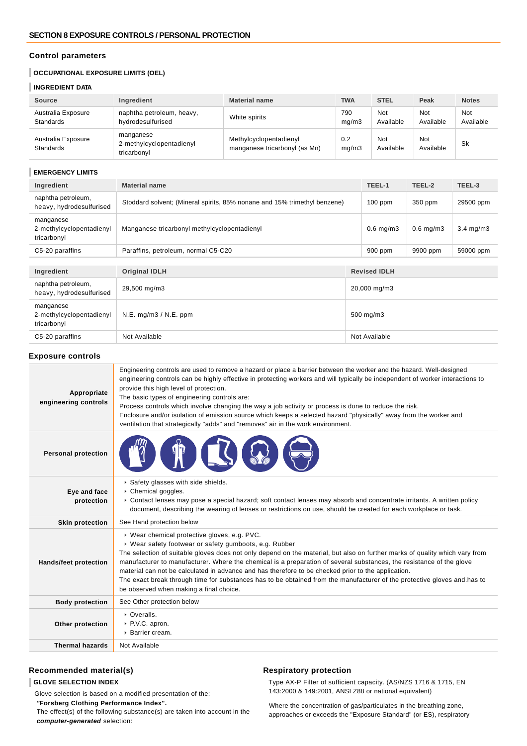## SECTION 8 EXPOSURE CONTROLS / PERSONAL PROTECTION

### Control parameters

#### OCCUPATIONAL EXPOSURE LIMITS (OEL)

#### INGREDIENT DATA

| Source | Ingredient | Material name | TWA | STEL | Peak | Notes |
|---|---|---|---|---|---|---|
| Australia Exposure Standards | naphtha petroleum, heavy, hydrodesulfurised | White spirits | 790 mg/m3 | Not Available | Not Available | Not Available |
| Australia Exposure Standards | manganese 2-methylcyclopentadienyl tricarbonyl | Methylcyclopentadienyl manganese tricarbonyl (as Mn) | 0.2 mg/m3 | Not Available | Not Available | Sk |

#### EMERGENCY LIMITS

| Ingredient | Material name | TEEL-1 | TEEL-2 | TEEL-3 |
|---|---|---|---|---|
| naphtha petroleum, heavy, hydrodesulfurised | Stoddard solvent; (Mineral spirits, 85% nonane and 15% trimethyl benzene) | 100 ppm | 350 ppm | 29500 ppm |
| manganese 2-methylcyclopentadienyl tricarbonyl | Manganese tricarbonyl methylcyclopentadienyl | 0.6 mg/m3 | 0.6 mg/m3 | 3.4 mg/m3 |
| C5-20 paraffins | Paraffins, petroleum, normal C5-C20 | 900 ppm | 9900 ppm | 59000 ppm |

| Ingredient | Original IDLH | Revised IDLH |
|---|---|---|
| naphtha petroleum, heavy, hydrodesulfurised | 29,500 mg/m3 | 20,000 mg/m3 |
| manganese 2-methylcyclopentadienyl tricarbonyl | N.E. mg/m3 / N.E. ppm | 500 mg/m3 |
| C5-20 paraffins | Not Available | Not Available |

### Exposure controls

| | |
|---|---|
| **Appropriate engineering controls** | Engineering controls are used to remove a hazard or place a barrier between the worker and the hazard. Well-designed engineering controls can be highly effective in protecting workers and will typically be independent of worker interactions to provide this high level of protection. The basic types of engineering controls are: Process controls which involve changing the way a job activity or process is done to reduce the risk. Enclosure and/or isolation of emission source which keeps a selected hazard "physically" away from the worker and ventilation that strategically "adds" and "removes" air in the work environment. |
| **Personal protection** | |
| **Eye and face protection** | ▸ Safety glasses with side shields. ▸ Chemical goggles. ▸ Contact lenses may pose a special hazard; soft contact lenses may absorb and concentrate irritants. A written policy document, describing the wearing of lenses or restrictions on use, should be created for each workplace or task. |
| **Skin protection** | See Hand protection below |
| **Hands/feet protection** | ▸ Wear chemical protective gloves, e.g. PVC. ▸ Wear safety footwear or safety gumboots, e.g. Rubber. The selection of suitable gloves does not only depend on the material, but also on further marks of quality which vary from manufacturer to manufacturer. Where the chemical is a preparation of several substances, the resistance of the glove material can not be calculated in advance and has therefore to be checked prior to the application. The exact break through time for substances has to be obtained from the manufacturer of the protective gloves and.has to be observed when making a final choice. |
| **Body protection** | See Other protection below |
| **Other protection** | ▸ Overalls. ▸ P.V.C. apron. ▸ Barrier cream. |
| **Thermal hazards** | Not Available |

### Recommended material(s)

#### GLOVE SELECTION INDEX

Glove selection is based on a modified presentation of the:
**"Forsberg Clothing Performance Index".**
The effect(s) of the following substance(s) are taken into account in the ***computer-generated*** selection:

### Respiratory protection

Type AX-P Filter of sufficient capacity. (AS/NZS 1716 & 1715, EN 143:2000 & 149:2001, ANSI Z88 or national equivalent)

Where the concentration of gas/particulates in the breathing zone, approaches or exceeds the "Exposure Standard" (or ES), respiratory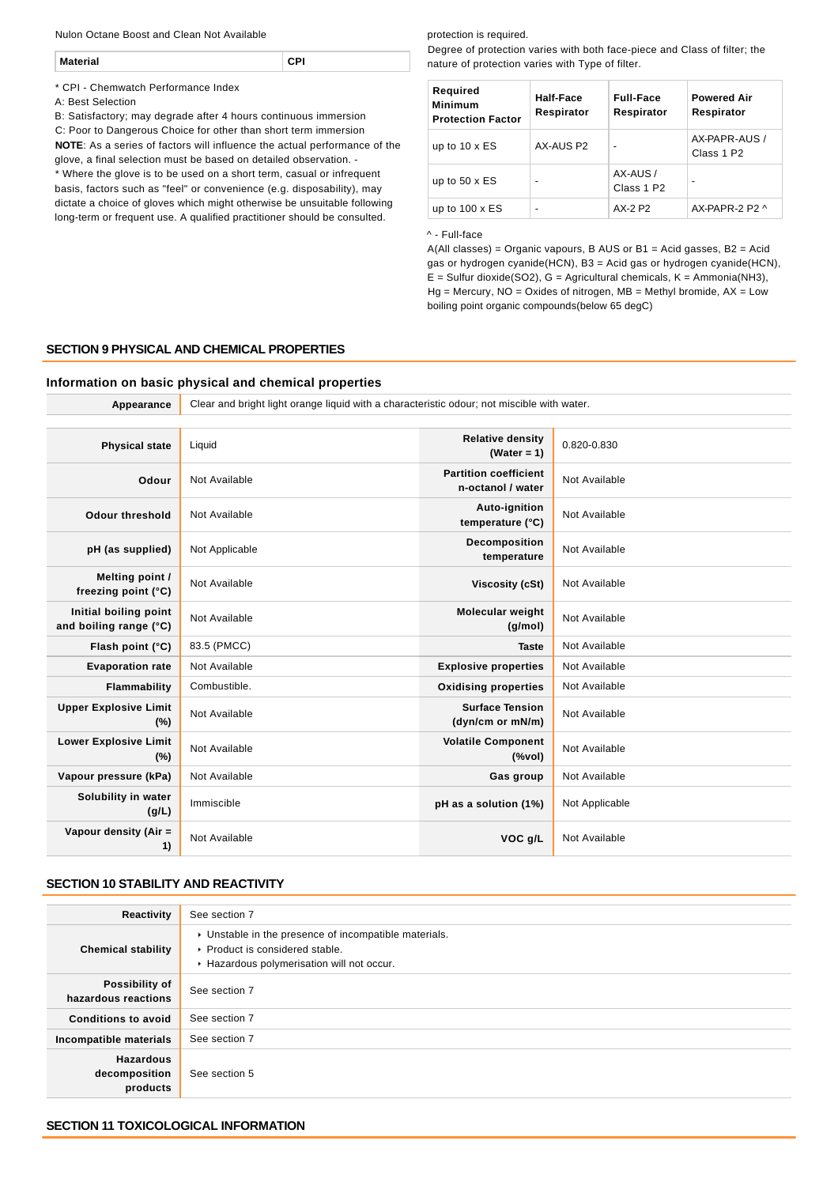Nulon Octane Boost and Clean Not Available

| Material | CPI |
| --- | --- |

* CPI - Chemwatch Performance Index
A: Best Selection
B: Satisfactory; may degrade after 4 hours continuous immersion
C: Poor to Dangerous Choice for other than short term immersion
**NOTE**: As a series of factors will influence the actual performance of the glove, a final selection must be based on detailed observation. -
* Where the glove is to be used on a short term, casual or infrequent basis, factors such as "feel" or convenience (e.g. disposability), may dictate a choice of gloves which might otherwise be unsuitable following long-term or frequent use. A qualified practitioner should be consulted.

protection is required.
Degree of protection varies with both face-piece and Class of filter; the nature of protection varies with Type of filter.

| Required Minimum Protection Factor | Half-Face Respirator | Full-Face Respirator | Powered Air Respirator |
| --- | --- | --- | --- |
| up to 10 x ES | AX-AUS P2 | - | AX-PAPR-AUS / Class 1 P2 |
| up to 50 x ES | - | AX-AUS / Class 1 P2 | - |
| up to 100 x ES | - | AX-2 P2 | AX-PAPR-2 P2 ^ |

^ - Full-face
A(All classes) = Organic vapours, B AUS or B1 = Acid gasses, B2 = Acid gas or hydrogen cyanide(HCN), B3 = Acid gas or hydrogen cyanide(HCN), E = Sulfur dioxide(SO2), G = Agricultural chemicals, K = Ammonia(NH3), Hg = Mercury, NO = Oxides of nitrogen, MB = Methyl bromide, AX = Low boiling point organic compounds(below 65 degC)

## SECTION 9 PHYSICAL AND CHEMICAL PROPERTIES

### Information on basic physical and chemical properties

| Appearance | Clear and bright light orange liquid with a characteristic odour; not miscible with water. |
| --- | --- |

| Physical state | Liquid | Relative density (Water = 1) | 0.820-0.830 |
| --- | --- | --- | --- |
| Odour | Not Available | Partition coefficient n-octanol / water | Not Available |
| Odour threshold | Not Available | Auto-ignition temperature (°C) | Not Available |
| pH (as supplied) | Not Applicable | Decomposition temperature | Not Available |
| Melting point / freezing point (°C) | Not Available | Viscosity (cSt) | Not Available |
| Initial boiling point and boiling range (°C) | Not Available | Molecular weight (g/mol) | Not Available |
| Flash point (°C) | 83.5 (PMCC) | Taste | Not Available |
| Evaporation rate | Not Available | Explosive properties | Not Available |
| Flammability | Combustible. | Oxidising properties | Not Available |
| Upper Explosive Limit (%) | Not Available | Surface Tension (dyn/cm or mN/m) | Not Available |
| Lower Explosive Limit (%) | Not Available | Volatile Component (%vol) | Not Available |
| Vapour pressure (kPa) | Not Available | Gas group | Not Available |
| Solubility in water (g/L) | Immiscible | pH as a solution (1%) | Not Applicable |
| Vapour density (Air = 1) | Not Available | VOC g/L | Not Available |

## SECTION 10 STABILITY AND REACTIVITY

| Reactivity | See section 7 |
| --- | --- |
| Chemical stability | Unstable in the presence of incompatible materials.<br>Product is considered stable.<br>Hazardous polymerisation will not occur. |
| Possibility of hazardous reactions | See section 7 |
| Conditions to avoid | See section 7 |
| Incompatible materials | See section 7 |
| Hazardous decomposition products | See section 5 |

## SECTION 11 TOXICOLOGICAL INFORMATION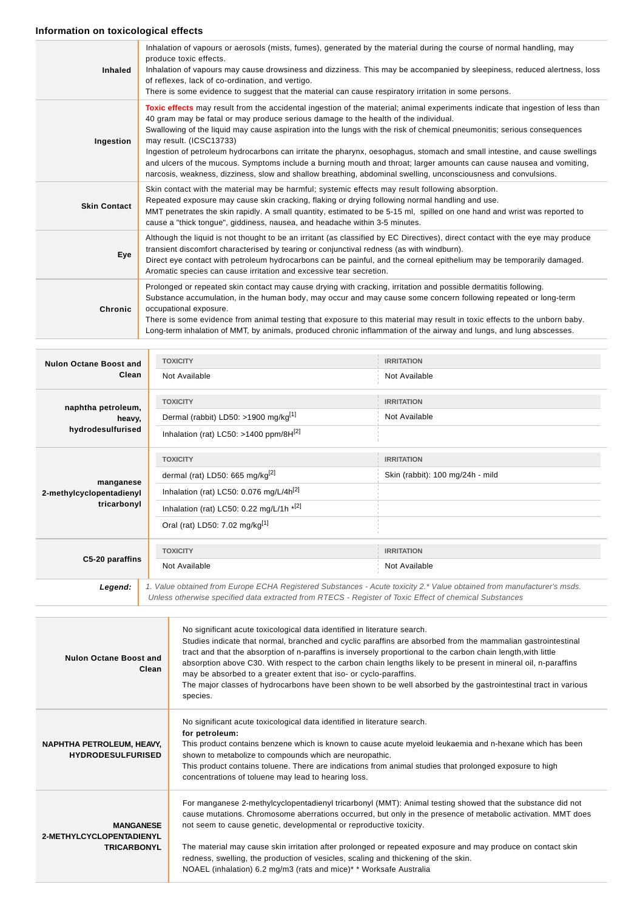### Information on toxicological effects

| | |
|---|---|
| **Inhaled** | Inhalation of vapours or aerosols (mists, fumes), generated by the material during the course of normal handling, may produce toxic effects.<br>Inhalation of vapours may cause drowsiness and dizziness. This may be accompanied by sleepiness, reduced alertness, loss of reflexes, lack of co-ordination, and vertigo.<br>There is some evidence to suggest that the material can cause respiratory irritation in some persons. |
| **Ingestion** | **Toxic effects** may result from the accidental ingestion of the material; animal experiments indicate that ingestion of less than 40 gram may be fatal or may produce serious damage to the health of the individual.<br>Swallowing of the liquid may cause aspiration into the lungs with the risk of chemical pneumonitis; serious consequences may result. (ICSC13733)<br>Ingestion of petroleum hydrocarbons can irritate the pharynx, oesophagus, stomach and small intestine, and cause swellings and ulcers of the mucous. Symptoms include a burning mouth and throat; larger amounts can cause nausea and vomiting, narcosis, weakness, dizziness, slow and shallow breathing, abdominal swelling, unconsciousness and convulsions. |
| **Skin Contact** | Skin contact with the material may be harmful; systemic effects may result following absorption.<br>Repeated exposure may cause skin cracking, flaking or drying following normal handling and use.<br>MMT penetrates the skin rapidly. A small quantity, estimated to be 5-15 ml, spilled on one hand and wrist was reported to cause a "thick tongue", giddiness, nausea, and headache within 3-5 minutes. |
| **Eye** | Although the liquid is not thought to be an irritant (as classified by EC Directives), direct contact with the eye may produce transient discomfort characterised by tearing or conjunctival redness (as with windburn).<br>Direct eye contact with petroleum hydrocarbons can be painful, and the corneal epithelium may be temporarily damaged. Aromatic species can cause irritation and excessive tear secretion. |
| **Chronic** | Prolonged or repeated skin contact may cause drying with cracking, irritation and possible dermatitis following.<br>Substance accumulation, in the human body, may occur and may cause some concern following repeated or long-term occupational exposure.<br>There is some evidence from animal testing that exposure to this material may result in toxic effects to the unborn baby.<br>Long-term inhalation of MMT, by animals, produced chronic inflammation of the airway and lungs, and lung abscesses. |

| | TOXICITY | IRRITATION |
|---|---|---|
| **Nulon Octane Boost and Clean** | Not Available | Not Available |
| **naphtha petroleum, heavy, hydrodesulfurised** | Dermal (rabbit) LD50: >1900 mg/kg[1] | Not Available |
| | Inhalation (rat) LC50: >1400 ppm/8H[2] | |
| **manganese 2-methylcyclopentadienyl tricarbonyl** | dermal (rat) LD50: 665 mg/kg[2] | Skin (rabbit): 100 mg/24h - mild |
| | Inhalation (rat) LC50: 0.076 mg/L/4h[2] | |
| | Inhalation (rat) LC50: 0.22 mg/L/1h *[2] | |
| | Oral (rat) LD50: 7.02 mg/kg[1] | |
| **C5-20 paraffins** | Not Available | Not Available |
| ***Legend:*** | *1. Value obtained from Europe ECHA Registered Substances - Acute toxicity 2.* Value obtained from manufacturer's msds. Unless otherwise specified data extracted from RTECS - Register of Toxic Effect of chemical Substances* | |

| | |
|---|---|
| **Nulon Octane Boost and Clean** | No significant acute toxicological data identified in literature search.<br>Studies indicate that normal, branched and cyclic paraffins are absorbed from the mammalian gastrointestinal tract and that the absorption of n-paraffins is inversely proportional to the carbon chain length,with little absorption above C30. With respect to the carbon chain lengths likely to be present in mineral oil, n-paraffins may be absorbed to a greater extent that iso- or cyclo-paraffins.<br>The major classes of hydrocarbons have been shown to be well absorbed by the gastrointestinal tract in various species. |
| **NAPHTHA PETROLEUM, HEAVY, HYDRODESULFURISED** | No significant acute toxicological data identified in literature search.<br>**for petroleum:**<br>This product contains benzene which is known to cause acute myeloid leukaemia and n-hexane which has been shown to metabolize to compounds which are neuropathic.<br>This product contains toluene. There are indications from animal studies that prolonged exposure to high concentrations of toluene may lead to hearing loss. |
| **MANGANESE 2-METHYLCYCLOPENTADIENYL TRICARBONYL** | For manganese 2-methylcyclopentadienyl tricarbonyl (MMT): Animal testing showed that the substance did not cause mutations. Chromosome aberrations occurred, but only in the presence of metabolic activation. MMT does not seem to cause genetic, developmental or reproductive toxicity.<br><br>The material may cause skin irritation after prolonged or repeated exposure and may produce on contact skin redness, swelling, the production of vesicles, scaling and thickening of the skin.<br>NOAEL (inhalation) 6.2 mg/m3 (rats and mice)* * Worksafe Australia |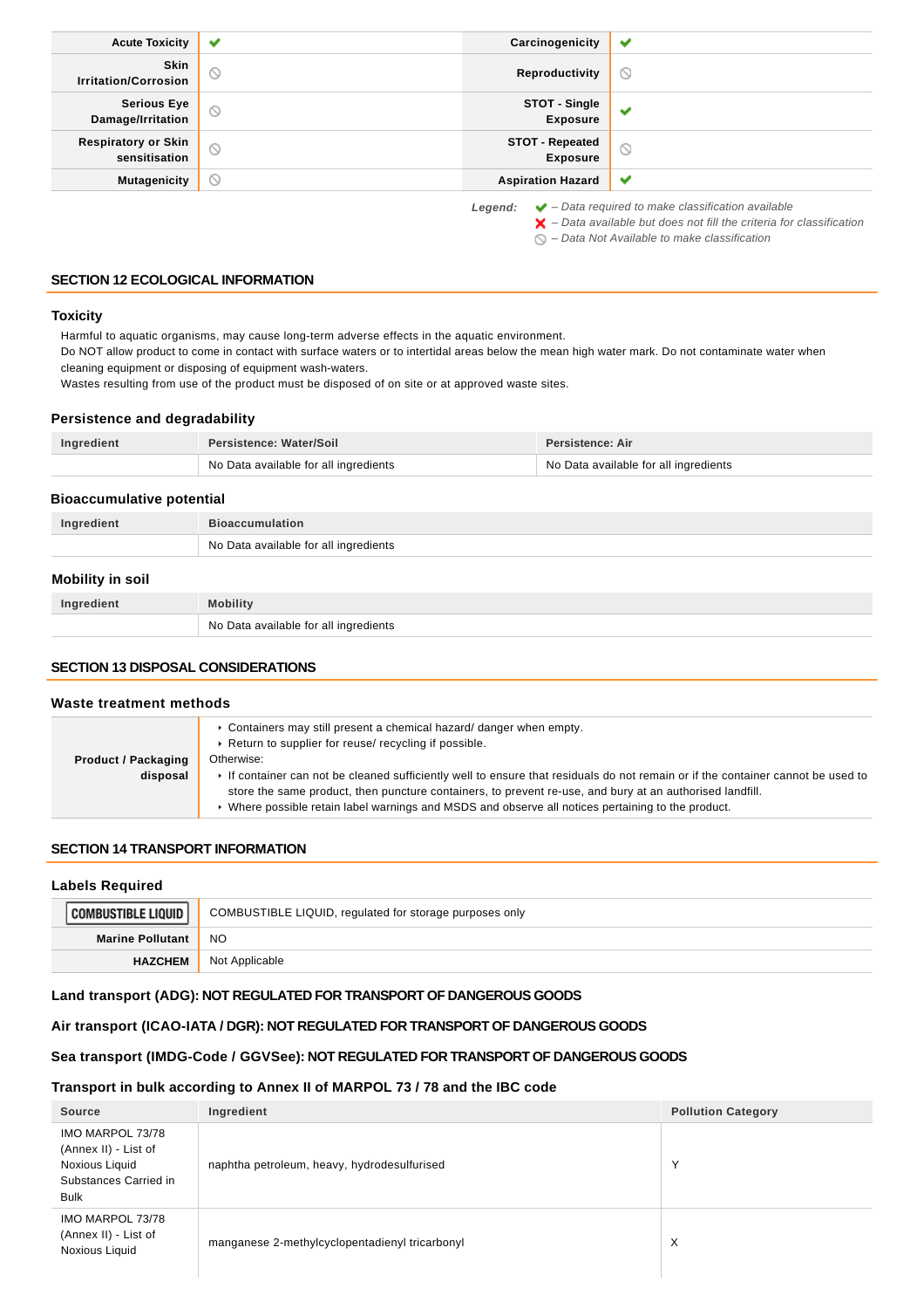| Acute Toxicity | ✔ | Carcinogenicity | ✔ |
|---|---|---|---|
| Skin Irritation/Corrosion | ⊘ | Reproductivity | ⊘ |
| Serious Eye Damage/Irritation | ⊘ | STOT - Single Exposure | ✔ |
| Respiratory or Skin sensitisation | ⊘ | STOT - Repeated Exposure | ⊘ |
| Mutagenicity | ⊘ | Aspiration Hazard | ✔ |

*Legend:*
- ✔ *– Data required to make classification available*
- ✘ *– Data available but does not fill the criteria for classification*
- ⊘ *– Data Not Available to make classification*

## SECTION 12 ECOLOGICAL INFORMATION

### Toxicity

Harmful to aquatic organisms, may cause long-term adverse effects in the aquatic environment.
Do NOT allow product to come in contact with surface waters or to intertidal areas below the mean high water mark. Do not contaminate water when cleaning equipment or disposing of equipment wash-waters.
Wastes resulting from use of the product must be disposed of on site or at approved waste sites.

### Persistence and degradability

| Ingredient | Persistence: Water/Soil | Persistence: Air |
|---|---|---|
| | No Data available for all ingredients | No Data available for all ingredients |

### Bioaccumulative potential

| Ingredient | Bioaccumulation |
|---|---|
| | No Data available for all ingredients |

### Mobility in soil

| Ingredient | Mobility |
|---|---|
| | No Data available for all ingredients |

## SECTION 13 DISPOSAL CONSIDERATIONS

### Waste treatment methods

| Product / Packaging disposal | ‣ Containers may still present a chemical hazard/ danger when empty.<br>‣ Return to supplier for reuse/ recycling if possible.<br>Otherwise:<br>‣ If container can not be cleaned sufficiently well to ensure that residuals do not remain or if the container cannot be used to store the same product, then puncture containers, to prevent re-use, and bury at an authorised landfill.<br>‣ Where possible retain label warnings and MSDS and observe all notices pertaining to the product. |
|---|---|

## SECTION 14 TRANSPORT INFORMATION

### Labels Required

| COMBUSTIBLE LIQUID | COMBUSTIBLE LIQUID, regulated for storage purposes only |
|---|---|
| Marine Pollutant | NO |
| HAZCHEM | Not Applicable |

### Land transport (ADG): NOT REGULATED FOR TRANSPORT OF DANGEROUS GOODS

### Air transport (ICAO-IATA / DGR): NOT REGULATED FOR TRANSPORT OF DANGEROUS GOODS

### Sea transport (IMDG-Code / GGVSee): NOT REGULATED FOR TRANSPORT OF DANGEROUS GOODS

### Transport in bulk according to Annex II of MARPOL 73 / 78 and the IBC code

| Source | Ingredient | Pollution Category |
|---|---|---|
| IMO MARPOL 73/78 (Annex II) - List of Noxious Liquid Substances Carried in Bulk | naphtha petroleum, heavy, hydrodesulfurised | Y |
| IMO MARPOL 73/78 (Annex II) - List of Noxious Liquid | manganese 2-methylcyclopentadienyl tricarbonyl | X |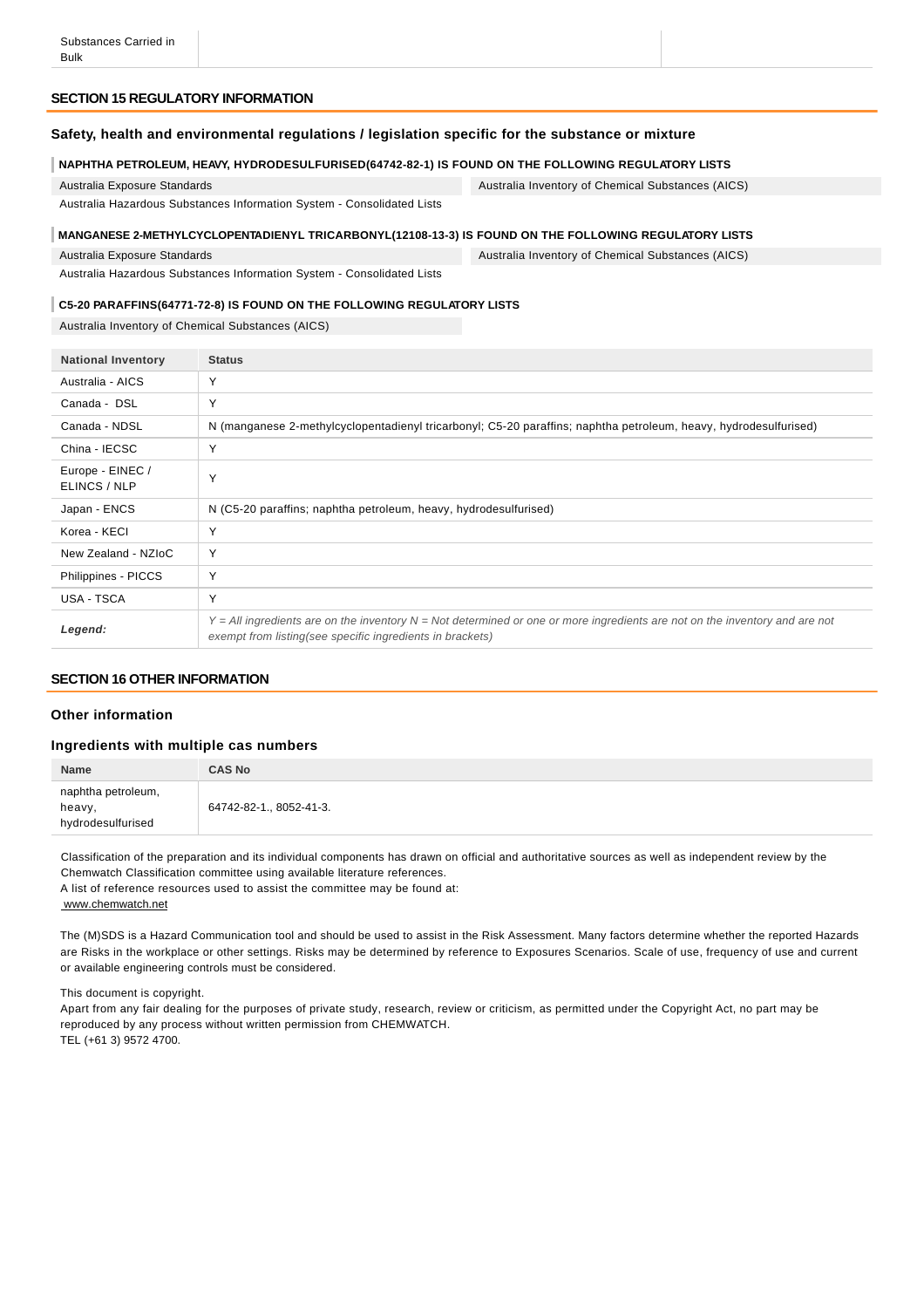| Substances Carried in Bulk | | |
|---|---|---|

## SECTION 15 REGULATORY INFORMATION

### Safety, health and environmental regulations / legislation specific for the substance or mixture

**NAPHTHA PETROLEUM, HEAVY, HYDRODESULFURISED(64742-82-1) IS FOUND ON THE FOLLOWING REGULATORY LISTS**

| | |
|---|---|
| Australia Exposure Standards | Australia Inventory of Chemical Substances (AICS) |
| Australia Hazardous Substances Information System - Consolidated Lists | |

**MANGANESE 2-METHYLCYCLOPENTADIENYL TRICARBONYL(12108-13-3) IS FOUND ON THE FOLLOWING REGULATORY LISTS**

| | |
|---|---|
| Australia Exposure Standards | Australia Inventory of Chemical Substances (AICS) |
| Australia Hazardous Substances Information System - Consolidated Lists | |

**C5-20 PARAFFINS(64771-72-8) IS FOUND ON THE FOLLOWING REGULATORY LISTS**

Australia Inventory of Chemical Substances (AICS)

| National Inventory | Status |
|---|---|
| Australia - AICS | Y |
| Canada - DSL | Y |
| Canada - NDSL | N (manganese 2-methylcyclopentadienyl tricarbonyl; C5-20 paraffins; naphtha petroleum, heavy, hydrodesulfurised) |
| China - IECSC | Y |
| Europe - EINEC / ELINCS / NLP | Y |
| Japan - ENCS | N (C5-20 paraffins; naphtha petroleum, heavy, hydrodesulfurised) |
| Korea - KECI | Y |
| New Zealand - NZIoC | Y |
| Philippines - PICCS | Y |
| USA - TSCA | Y |
| ***Legend:*** | *Y = All ingredients are on the inventory N = Not determined or one or more ingredients are not on the inventory and are not exempt from listing(see specific ingredients in brackets)* |

## SECTION 16 OTHER INFORMATION

### Other information

### Ingredients with multiple cas numbers

| Name | CAS No |
|---|---|
| naphtha petroleum, heavy, hydrodesulfurised | 64742-82-1., 8052-41-3. |

Classification of the preparation and its individual components has drawn on official and authoritative sources as well as independent review by the Chemwatch Classification committee using available literature references.
A list of reference resources used to assist the committee may be found at:
www.chemwatch.net

The (M)SDS is a Hazard Communication tool and should be used to assist in the Risk Assessment. Many factors determine whether the reported Hazards are Risks in the workplace or other settings. Risks may be determined by reference to Exposures Scenarios. Scale of use, frequency of use and current or available engineering controls must be considered.

This document is copyright.
Apart from any fair dealing for the purposes of private study, research, review or criticism, as permitted under the Copyright Act, no part may be reproduced by any process without written permission from CHEMWATCH.
TEL (+61 3) 9572 4700.